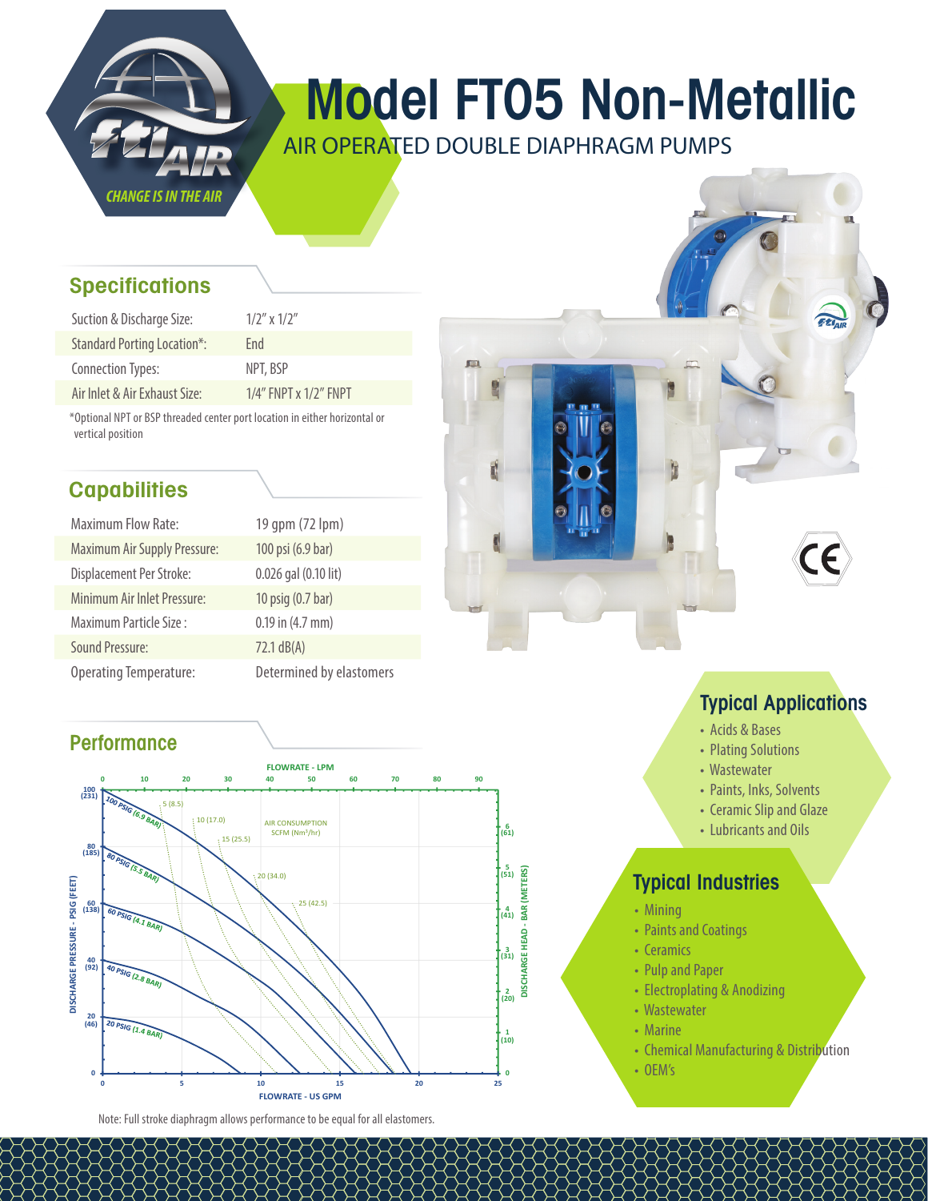fti AIR

CHANGE IS IN THE AIR

# Model FT05 Non-Metallic

AIR OPERATED DOUBLE DIAPHRAGM PUMPS

## Specifications

| | |
|---|---|
| Suction & Discharge Size: | 1/2" x 1/2" |
| Standard Porting Location*: | End |
| Connection Types: | NPT, BSP |
| Air Inlet & Air Exhaust Size: | 1/4" FNPT x 1/2" FNPT |

*Optional NPT or BSP threaded center port location in either horizontal or vertical position

## Capabilities

| | |
|---|---|
| Maximum Flow Rate: | 19 gpm (72 lpm) |
| Maximum Air Supply Pressure: | 100 psi (6.9 bar) |
| Displacement Per Stroke: | 0.026 gal (0.10 lit) |
| Minimum Air Inlet Pressure: | 10 psig (0.7 bar) |
| Maximum Particle Size : | 0.19 in (4.7 mm) |
| Sound Pressure: | 72.1 dB(A) |
| Operating Temperature: | Determined by elastomers |

## Performance

FLOWRATE - LPM: 0, 10, 20, 30, 40, 50, 60, 70, 80, 90

DISCHARGE PRESSURE - PSIG (FEET): 100 (231), 80 (185), 60 (138), 40 (92), 20 (46), 0

DISCHARGE HEAD - BAR (METERS): 6 (61), 5 (51), 4 (41), 3 (31), 2 (20), 1 (10), 0

Curves: 100 PSIG (6.9 BAR), 80 PSIG (5.5 BAR), 60 PSIG (4.1 BAR), 40 PSIG (2.8 BAR), 20 PSIG (1.4 BAR)

AIR CONSUMPTION SCFM (Nm³/hr): 5 (8.5), 10 (17.0), 15 (25.5), 20 (34.0), 25 (42.5)

FLOWRATE - US GPM: 0, 5, 10, 15, 20, 25

Note: Full stroke diaphragm allows performance to be equal for all elastomers.

## Typical Applications

- Acids & Bases
- Plating Solutions
- Wastewater
- Paints, Inks, Solvents
- Ceramic Slip and Glaze
- Lubricants and Oils

## Typical Industries

- Mining
- Paints and Coatings
- Ceramics
- Pulp and Paper
- Electroplating & Anodizing
- Wastewater
- Marine
- Chemical Manufacturing & Distribution
- OEM's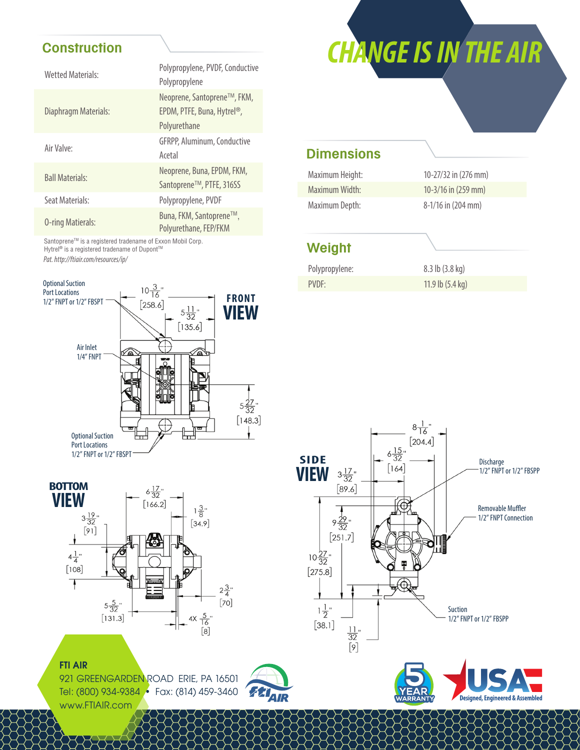## Construction

| | |
|---|---|
| Wetted Materials: | Polypropylene, PVDF, Conductive Polypropylene |
| Diaphragm Materials: | Neoprene, Santoprene™, FKM, EPDM, PTFE, Buna, Hytrel®, Polyurethane |
| Air Valve: | GFRPP, Aluminum, Conductive Acetal |
| Ball Materials: | Neoprene, Buna, EPDM, FKM, Santoprene™, PTFE, 316SS |
| Seat Materials: | Polypropylene, PVDF |
| O-ring Matierals: | Buna, FKM, Santoprene™, Polyurethane, FEP/FKM |

Santoprene™ is a registered tradename of Exxon Mobil Corp.
Hytrel® is a registered tradename of Dupont™

*Pat. http://ftiair.com/resources/ip/*

# CHANGE IS IN THE AIR

## Dimensions

| | |
|---|---|
| Maximum Height: | 10-27/32 in (276 mm) |
| Maximum Width: | 10-3/16 in (259 mm) |
| Maximum Depth: | 8-1/16 in (204 mm) |

## Weight

| | |
|---|---|
| Polypropylene: | 8.3 lb (3.8 kg) |
| PVDF: | 11.9 lb (5.4 kg) |

**FRONT VIEW**

Optional Suction Port Locations 1/2" FNPT or 1/2" FBSPT

10 3/16" [258.6]

5 11/32" [135.6]

Air Inlet 1/4" FNPT

5 27/32" [148.3]

Optional Suction Port Locations 1/2" FNPT or 1/2" FBSPT

**SIDE VIEW**

8 1/16" [204.4]

6 15/32" [164]

3 17/32" [89.6]

Discharge 1/2" FNPT or 1/2" FBSPP

Removable Muffler 1/2" FNPT Connection

9 29/32" [251.7]

10 27/32" [275.8]

1 1/2" [38.1]

11/32" [9]

Suction 1/2" FNPT or 1/2" FBSPP

**BOTTOM VIEW**

6 17/32" [166.2]

3 19/32" [91]

1 3/8" [34.9]

4 1/4" [108]

2 3/4" [70]

5 5/32" [131.3]

4X 5/16" [8]

**FTI AIR**
921 GREENGARDEN ROAD ERIE, PA 16501
Tel: (800) 934-9384 • Fax: (814) 459-3460
www.FTIAIR.com

5 YEAR WARRANTY

USA Designed, Engineered & Assembled